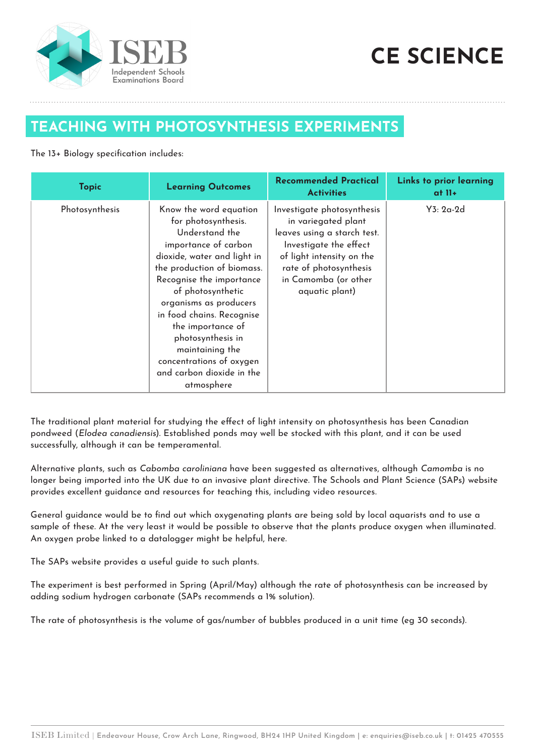# CE SCIENCE

## TEACHING WITH PHOTOSYNTHESIS EXPERIMENTS

The 13+ Biology specification includes:

| Topic | Learning Outcomes | Recommended Practical Activities | Links to prior learning at 11+ |
|---|---|---|---|
| Photosynthesis | Know the word equation for photosynthesis. Understand the importance of carbon dioxide, water and light in the production of biomass. Recognise the importance of photosynthetic organisms as producers in food chains. Recognise the importance of photosynthesis in maintaining the concentrations of oxygen and carbon dioxide in the atmosphere | Investigate photosynthesis in variegated plant leaves using a starch test. Investigate the effect of light intensity on the rate of photosynthesis in Camomba (or other aquatic plant) | Y3: 2a-2d |

The traditional plant material for studying the effect of light intensity on photosynthesis has been Canadian pondweed (*Elodea canadiensis*). Established ponds may well be stocked with this plant, and it can be used successfully, although it can be temperamental.

Alternative plants, such as *Cabomba caroliniana* have been suggested as alternatives, although *Camomba* is no longer being imported into the UK due to an invasive plant directive. The Schools and Plant Science (SAPs) website provides excellent guidance and resources for teaching this, including video resources.

General guidance would be to find out which oxygenating plants are being sold by local aquarists and to use a sample of these. At the very least it would be possible to observe that the plants produce oxygen when illuminated. An oxygen probe linked to a datalogger might be helpful, here.

The SAPs website provides a useful guide to such plants.

The experiment is best performed in Spring (April/May) although the rate of photosynthesis can be increased by adding sodium hydrogen carbonate (SAPs recommends a 1% solution).

The rate of photosynthesis is the volume of gas/number of bubbles produced in a unit time (eg 30 seconds).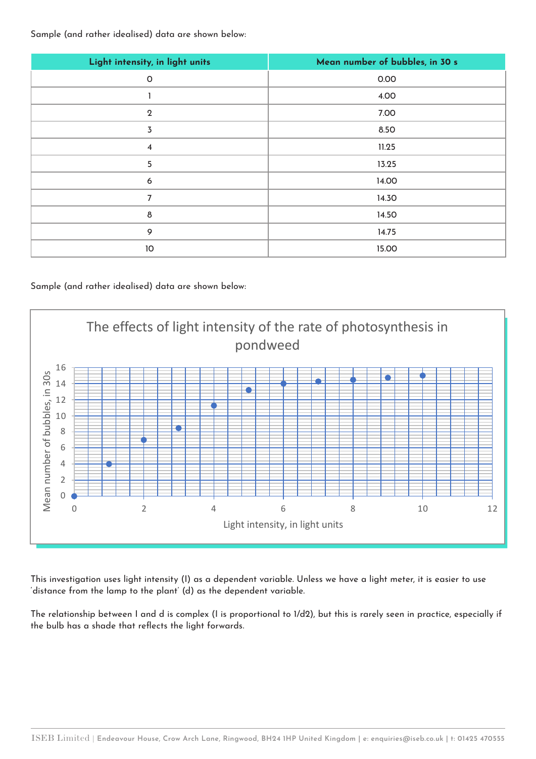Sample (and rather idealised) data are shown below:

| Light intensity, in light units | Mean number of bubbles, in 30 s |
| --- | --- |
| 0 | 0.00 |
| 1 | 4.00 |
| 2 | 7.00 |
| 3 | 8.50 |
| 4 | 11.25 |
| 5 | 13.25 |
| 6 | 14.00 |
| 7 | 14.30 |
| 8 | 14.50 |
| 9 | 14.75 |
| 10 | 15.00 |

Sample (and rather idealised) data are shown below:

**The effects of light intensity of the rate of photosynthesis in pondweed**

(Graph: y-axis "Mean number of bubbles, in 30s", 0 to 16; x-axis "Light intensity, in light units", 0 to 12)

This investigation uses light intensity (I) as a dependent variable. Unless we have a light meter, it is easier to use 'distance from the lamp to the plant' (d) as the dependent variable.

The relationship between I and d is complex (I is proportional to 1/d2), but this is rarely seen in practice, especially if the bulb has a shade that reflects the light forwards.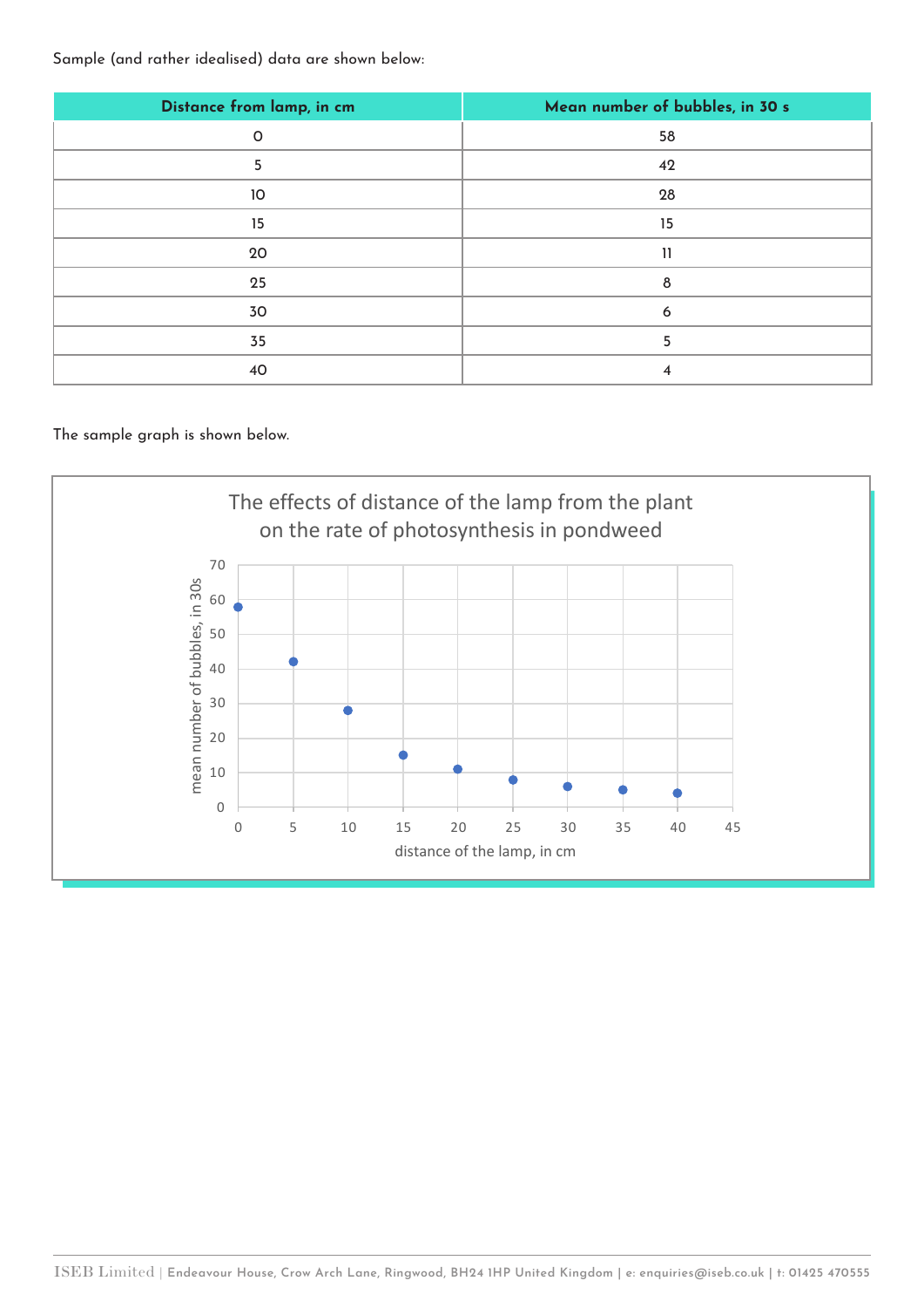Sample (and rather idealised) data are shown below:

| Distance from lamp, in cm | Mean number of bubbles, in 30 s |
|---|---|
| 0 | 58 |
| 5 | 42 |
| 10 | 28 |
| 15 | 15 |
| 20 | 11 |
| 25 | 8 |
| 30 | 6 |
| 35 | 5 |
| 40 | 4 |

The sample graph is shown below.

The effects of distance of the lamp from the plant on the rate of photosynthesis in pondweed

mean number of bubbles, in 30s

70
60
50
40
30
20
10
0

0 5 10 15 20 25 30 35 40 45

distance of the lamp, in cm